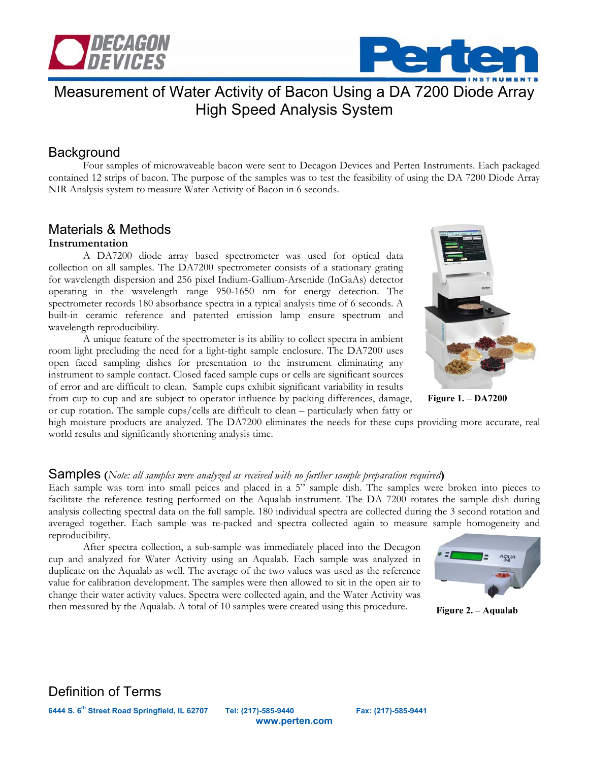# Measurement of Water Activity of Bacon Using a DA 7200 Diode Array High Speed Analysis System

## Background

Four samples of microwaveable bacon were sent to Decagon Devices and Perten Instruments. Each packaged contained 12 strips of bacon. The purpose of the samples was to test the feasibility of using the DA 7200 Diode Array NIR Analysis system to measure Water Activity of Bacon in 6 seconds.

## Materials & Methods

### Instrumentation

A DA7200 diode array based spectrometer was used for optical data collection on all samples. The DA7200 spectrometer consists of a stationary grating for wavelength dispersion and 256 pixel Indium-Gallium-Arsenide (InGaAs) detector operating in the wavelength range 950-1650 nm for energy detection. The spectrometer records 180 absorbance spectra in a typical analysis time of 6 seconds. A built-in ceramic reference and patented emission lamp ensure spectrum and wavelength reproducibility.

A unique feature of the spectrometer is its ability to collect spectra in ambient room light precluding the need for a light-tight sample enclosure. The DA7200 uses open faced sampling dishes for presentation to the instrument eliminating any instrument to sample contact. Closed faced sample cups or cells are significant sources of error and are difficult to clean. Sample cups exhibit significant variability in results from cup to cup and are subject to operator influence by packing differences, damage, or cup rotation. The sample cups/cells are difficult to clean – particularly when fatty or high moisture products are analyzed. The DA7200 eliminates the needs for these cups providing more accurate, real world results and significantly shortening analysis time.

**Figure 1. – DA7200**

## Samples (*Note: all samples were analyzed as received with no further sample preparation required*)

Each sample was torn into small peices and placed in a 5" sample dish. The samples were broken into pieces to facilitate the reference testing performed on the Aqualab instrument. The DA 7200 rotates the sample dish during analysis collecting spectral data on the full sample. 180 individual spectra are collected during the 3 second rotation and averaged together. Each sample was re-packed and spectra collected again to measure sample homogeneity and reproducibility.

After spectra collection, a sub-sample was immediately placed into the Decagon cup and analyzed for Water Activity using an Aqualab. Each sample was analyzed in duplicate on the Aqualab as well. The average of the two values was used as the reference value for calibration development. The samples were then allowed to sit in the open air to change their water activity values. Spectra were collected again, and the Water Activity was then measured by the Aqualab. A total of 10 samples were created using this procedure.

**Figure 2. – Aqualab**

## Definition of Terms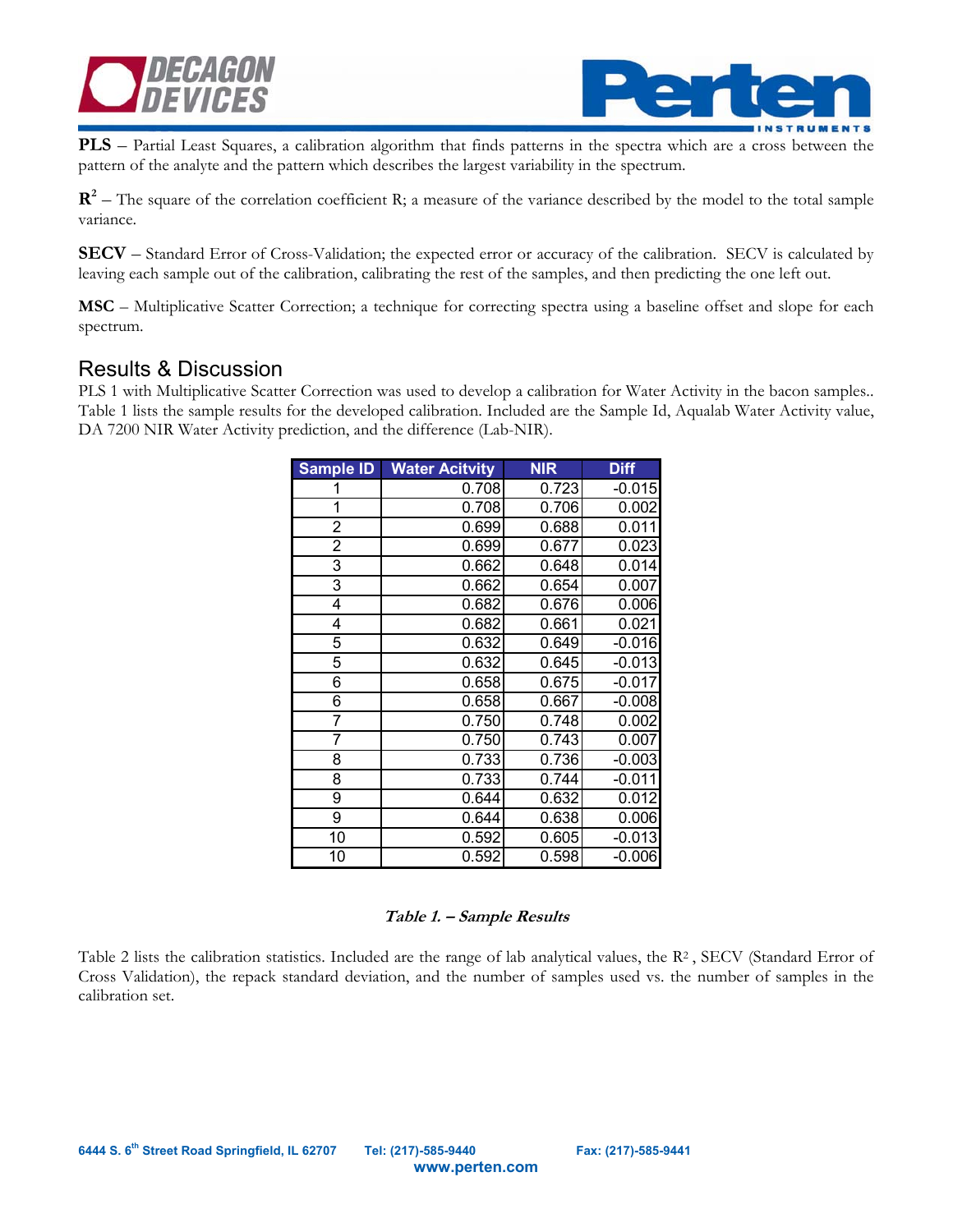**PLS** – Partial Least Squares, a calibration algorithm that finds patterns in the spectra which are a cross between the pattern of the analyte and the pattern which describes the largest variability in the spectrum.

**$R^2$** – The square of the correlation coefficient R; a measure of the variance described by the model to the total sample variance.

**SECV** – Standard Error of Cross-Validation; the expected error or accuracy of the calibration. SECV is calculated by leaving each sample out of the calibration, calibrating the rest of the samples, and then predicting the one left out.

**MSC** – Multiplicative Scatter Correction; a technique for correcting spectra using a baseline offset and slope for each spectrum.

## Results & Discussion

PLS 1 with Multiplicative Scatter Correction was used to develop a calibration for Water Activity in the bacon samples.. Table 1 lists the sample results for the developed calibration. Included are the Sample Id, Aqualab Water Activity value, DA 7200 NIR Water Activity prediction, and the difference (Lab-NIR).

| Sample ID | Water Acitvity | NIR | Diff |
|---|---|---|---|
| 1 | 0.708 | 0.723 | -0.015 |
| 1 | 0.708 | 0.706 | 0.002 |
| 2 | 0.699 | 0.688 | 0.011 |
| 2 | 0.699 | 0.677 | 0.023 |
| 3 | 0.662 | 0.648 | 0.014 |
| 3 | 0.662 | 0.654 | 0.007 |
| 4 | 0.682 | 0.676 | 0.006 |
| 4 | 0.682 | 0.661 | 0.021 |
| 5 | 0.632 | 0.649 | -0.016 |
| 5 | 0.632 | 0.645 | -0.013 |
| 6 | 0.658 | 0.675 | -0.017 |
| 6 | 0.658 | 0.667 | -0.008 |
| 7 | 0.750 | 0.748 | 0.002 |
| 7 | 0.750 | 0.743 | 0.007 |
| 8 | 0.733 | 0.736 | -0.003 |
| 8 | 0.733 | 0.744 | -0.011 |
| 9 | 0.644 | 0.632 | 0.012 |
| 9 | 0.644 | 0.638 | 0.006 |
| 10 | 0.592 | 0.605 | -0.013 |
| 10 | 0.592 | 0.598 | -0.006 |

***Table 1. – Sample Results***

Table 2 lists the calibration statistics. Included are the range of lab analytical values, the $R^2$, SECV (Standard Error of Cross Validation), the repack standard deviation, and the number of samples used vs. the number of samples in the calibration set.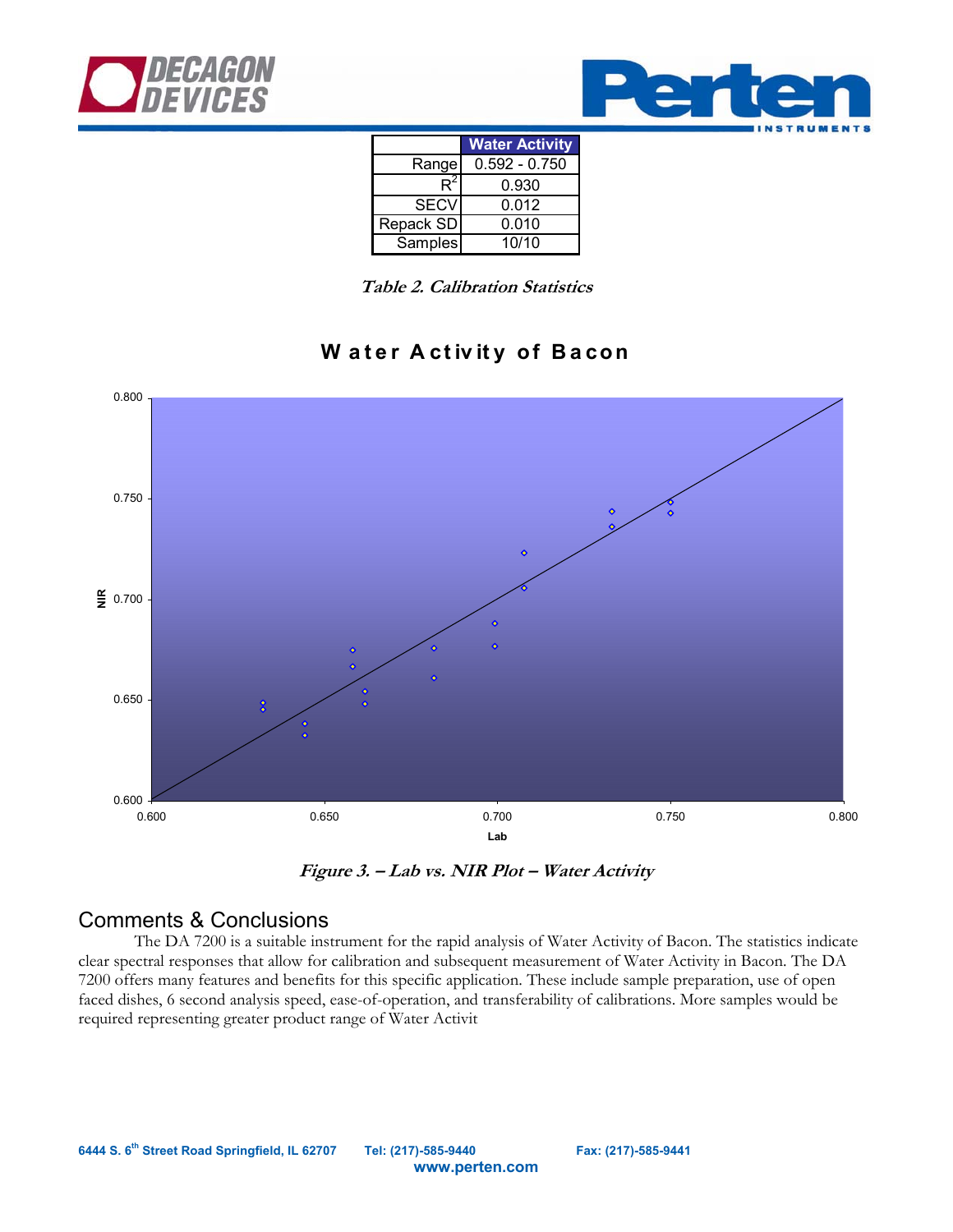| | Water Activity |
|---|---|
| Range | 0.592 - 0.750 |
| $R^2$ | 0.930 |
| SECV | 0.012 |
| Repack SD | 0.010 |
| Samples | 10/10 |

*Table 2. Calibration Statistics*

**Water Activity of Bacon**

0.800
0.750
NIR 0.700
0.650
0.600
0.600 0.650 0.700 0.750 0.800
Lab

*Figure 3. – Lab vs. NIR Plot – Water Activity*

## Comments & Conclusions

The DA 7200 is a suitable instrument for the rapid analysis of Water Activity of Bacon. The statistics indicate clear spectral responses that allow for calibration and subsequent measurement of Water Activity in Bacon. The DA 7200 offers many features and benefits for this specific application. These include sample preparation, use of open faced dishes, 6 second analysis speed, ease-of-operation, and transferability of calibrations. More samples would be required representing greater product range of Water Activit